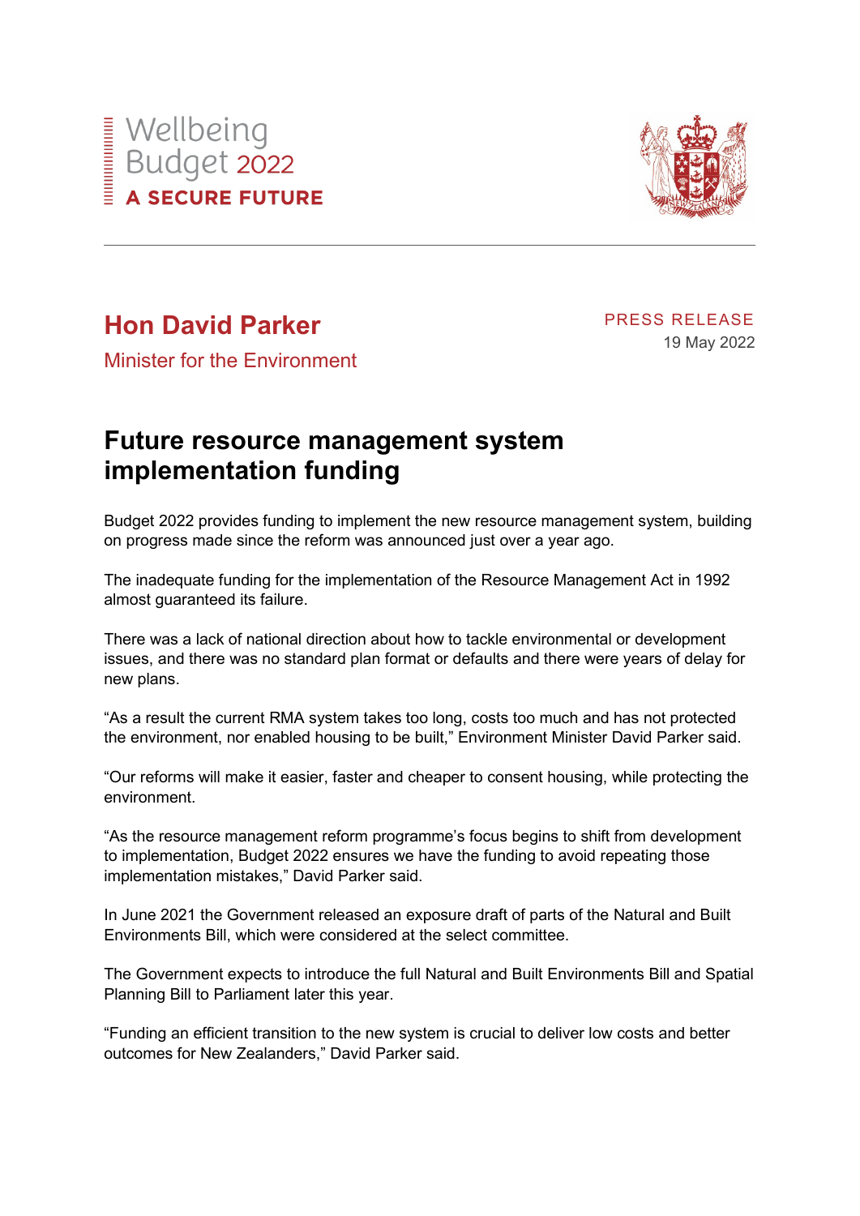Wellbeing Budget 2022

**A SECURE FUTURE**

## Hon David Parker

Minister for the Environment

PRESS RELEASE

19 May 2022

# Future resource management system implementation funding

Budget 2022 provides funding to implement the new resource management system, building on progress made since the reform was announced just over a year ago.

The inadequate funding for the implementation of the Resource Management Act in 1992 almost guaranteed its failure.

There was a lack of national direction about how to tackle environmental or development issues, and there was no standard plan format or defaults and there were years of delay for new plans.

“As a result the current RMA system takes too long, costs too much and has not protected the environment, nor enabled housing to be built,” Environment Minister David Parker said.

“Our reforms will make it easier, faster and cheaper to consent housing, while protecting the environment.

“As the resource management reform programme’s focus begins to shift from development to implementation, Budget 2022 ensures we have the funding to avoid repeating those implementation mistakes,” David Parker said.

In June 2021 the Government released an exposure draft of parts of the Natural and Built Environments Bill, which were considered at the select committee.

The Government expects to introduce the full Natural and Built Environments Bill and Spatial Planning Bill to Parliament later this year.

“Funding an efficient transition to the new system is crucial to deliver low costs and better outcomes for New Zealanders,” David Parker said.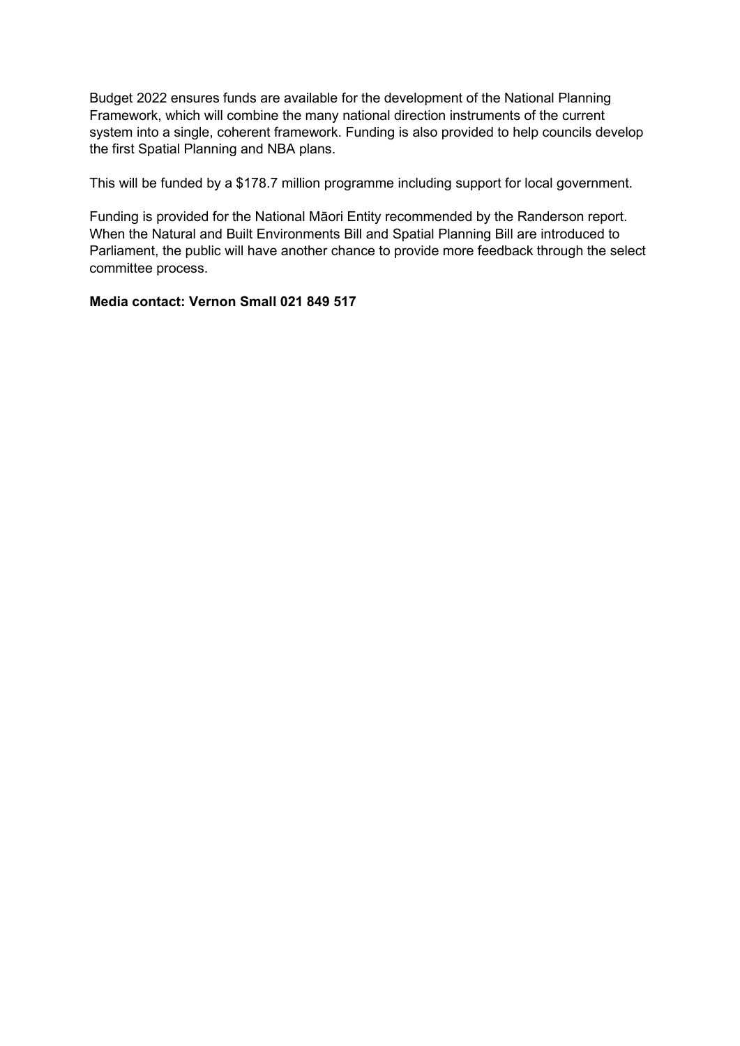Budget 2022 ensures funds are available for the development of the National Planning Framework, which will combine the many national direction instruments of the current system into a single, coherent framework. Funding is also provided to help councils develop the first Spatial Planning and NBA plans.

This will be funded by a $178.7 million programme including support for local government.

Funding is provided for the National Māori Entity recommended by the Randerson report. When the Natural and Built Environments Bill and Spatial Planning Bill are introduced to Parliament, the public will have another chance to provide more feedback through the select committee process.

**Media contact: Vernon Small 021 849 517**